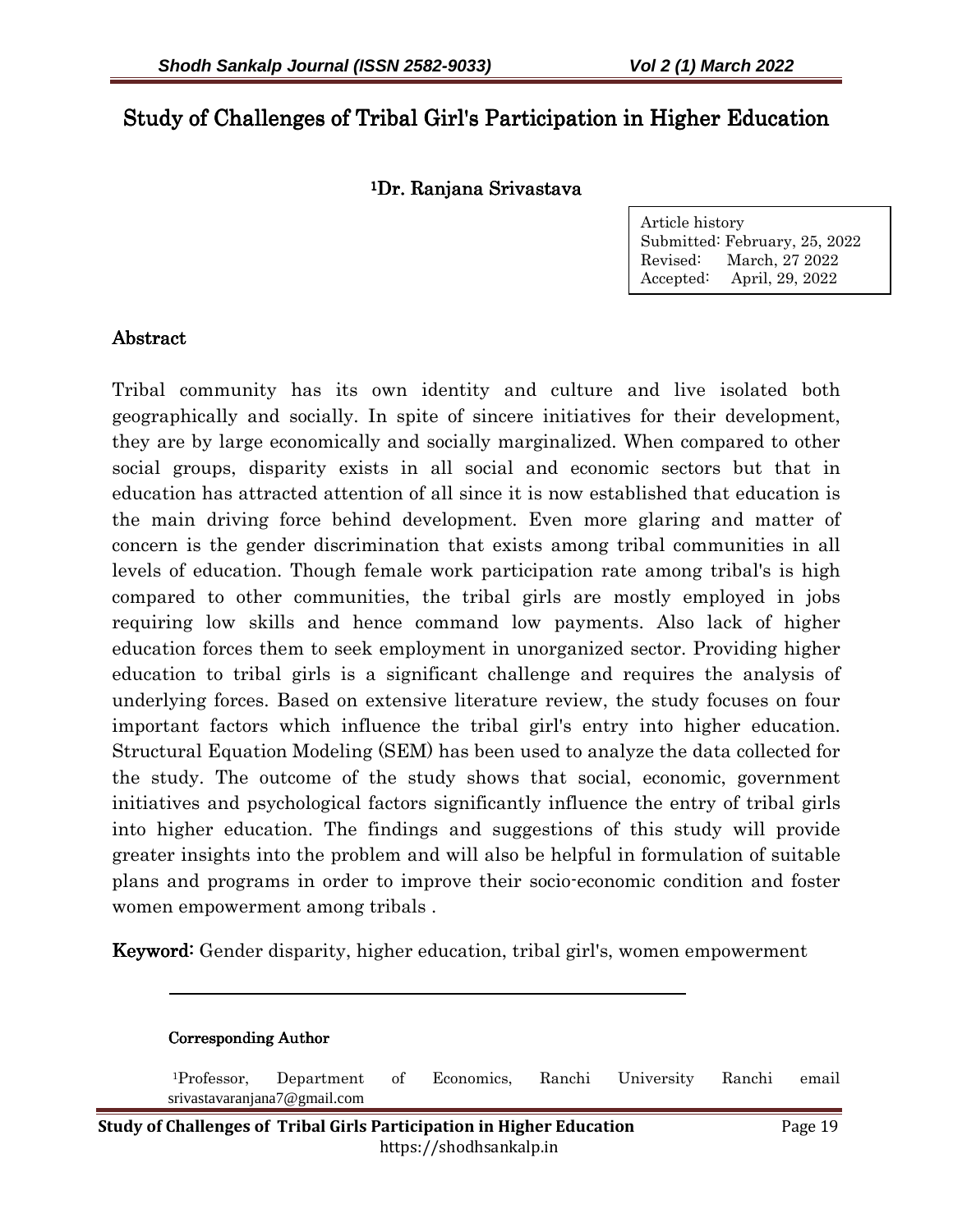# Study of Challenges of Tribal Girl's Participation in Higher Education

[1]Dr. Ranjana Srivastava

Article history
Submitted: February, 25, 2022
Revised: March, 27 2022
Accepted: April, 29, 2022

## Abstract

Tribal community has its own identity and culture and live isolated both geographically and socially. In spite of sincere initiatives for their development, they are by large economically and socially marginalized. When compared to other social groups, disparity exists in all social and economic sectors but that in education has attracted attention of all since it is now established that education is the main driving force behind development. Even more glaring and matter of concern is the gender discrimination that exists among tribal communities in all levels of education. Though female work participation rate among tribal's is high compared to other communities, the tribal girls are mostly employed in jobs requiring low skills and hence command low payments. Also lack of higher education forces them to seek employment in unorganized sector. Providing higher education to tribal girls is a significant challenge and requires the analysis of underlying forces. Based on extensive literature review, the study focuses on four important factors which influence the tribal girl's entry into higher education. Structural Equation Modeling (SEM) has been used to analyze the data collected for the study. The outcome of the study shows that social, economic, government initiatives and psychological factors significantly influence the entry of tribal girls into higher education. The findings and suggestions of this study will provide greater insights into the problem and will also be helpful in formulation of suitable plans and programs in order to improve their socio-economic condition and foster women empowerment among tribals .

**Keyword:** Gender disparity, higher education, tribal girl's, women empowerment

---

**Corresponding Author**

[1]Professor, Department of Economics, Ranchi University Ranchi email srivastavaranjana7@gmail.com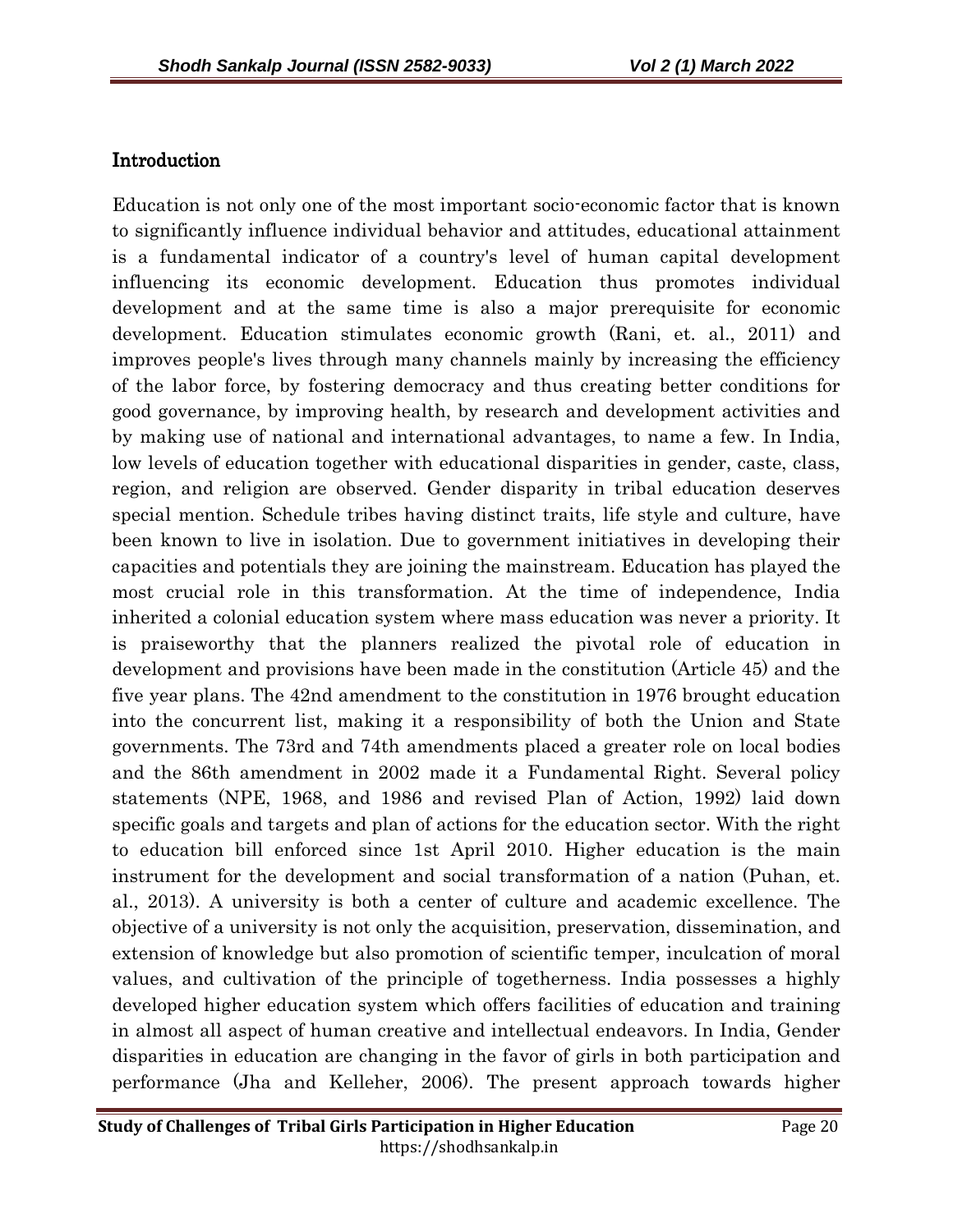## Introduction

Education is not only one of the most important socio-economic factor that is known to significantly influence individual behavior and attitudes, educational attainment is a fundamental indicator of a country's level of human capital development influencing its economic development. Education thus promotes individual development and at the same time is also a major prerequisite for economic development. Education stimulates economic growth (Rani, et. al., 2011) and improves people's lives through many channels mainly by increasing the efficiency of the labor force, by fostering democracy and thus creating better conditions for good governance, by improving health, by research and development activities and by making use of national and international advantages, to name a few. In India, low levels of education together with educational disparities in gender, caste, class, region, and religion are observed. Gender disparity in tribal education deserves special mention. Schedule tribes having distinct traits, life style and culture, have been known to live in isolation. Due to government initiatives in developing their capacities and potentials they are joining the mainstream. Education has played the most crucial role in this transformation. At the time of independence, India inherited a colonial education system where mass education was never a priority. It is praiseworthy that the planners realized the pivotal role of education in development and provisions have been made in the constitution (Article 45) and the five year plans. The 42nd amendment to the constitution in 1976 brought education into the concurrent list, making it a responsibility of both the Union and State governments. The 73rd and 74th amendments placed a greater role on local bodies and the 86th amendment in 2002 made it a Fundamental Right. Several policy statements (NPE, 1968, and 1986 and revised Plan of Action, 1992) laid down specific goals and targets and plan of actions for the education sector. With the right to education bill enforced since 1st April 2010. Higher education is the main instrument for the development and social transformation of a nation (Puhan, et. al., 2013). A university is both a center of culture and academic excellence. The objective of a university is not only the acquisition, preservation, dissemination, and extension of knowledge but also promotion of scientific temper, inculcation of moral values, and cultivation of the principle of togetherness. India possesses a highly developed higher education system which offers facilities of education and training in almost all aspect of human creative and intellectual endeavors. In India, Gender disparities in education are changing in the favor of girls in both participation and performance (Jha and Kelleher, 2006). The present approach towards higher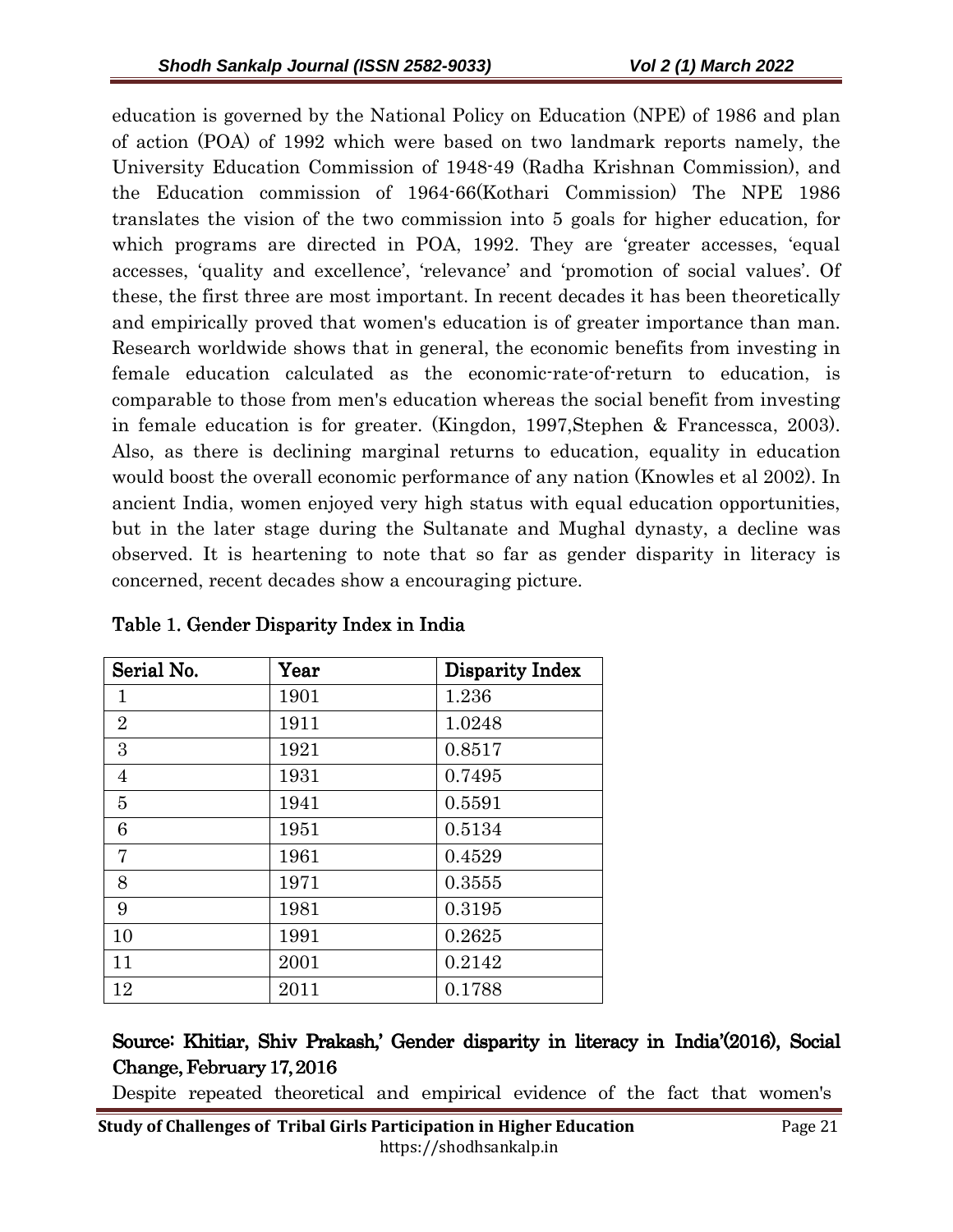education is governed by the National Policy on Education (NPE) of 1986 and plan of action (POA) of 1992 which were based on two landmark reports namely, the University Education Commission of 1948-49 (Radha Krishnan Commission), and the Education commission of 1964-66(Kothari Commission) The NPE 1986 translates the vision of the two commission into 5 goals for higher education, for which programs are directed in POA, 1992. They are 'greater accesses, 'equal accesses, 'quality and excellence', 'relevance' and 'promotion of social values'. Of these, the first three are most important. In recent decades it has been theoretically and empirically proved that women's education is of greater importance than man. Research worldwide shows that in general, the economic benefits from investing in female education calculated as the economic-rate-of-return to education, is comparable to those from men's education whereas the social benefit from investing in female education is for greater. (Kingdon, 1997,Stephen & Francessca, 2003). Also, as there is declining marginal returns to education, equality in education would boost the overall economic performance of any nation (Knowles et al 2002). In ancient India, women enjoyed very high status with equal education opportunities, but in the later stage during the Sultanate and Mughal dynasty, a decline was observed. It is heartening to note that so far as gender disparity in literacy is concerned, recent decades show a encouraging picture.

**Table 1. Gender Disparity Index in India**

| Serial No. | Year | Disparity Index |
|---|---|---|
| 1 | 1901 | 1.236 |
| 2 | 1911 | 1.0248 |
| 3 | 1921 | 0.8517 |
| 4 | 1931 | 0.7495 |
| 5 | 1941 | 0.5591 |
| 6 | 1951 | 0.5134 |
| 7 | 1961 | 0.4529 |
| 8 | 1971 | 0.3555 |
| 9 | 1981 | 0.3195 |
| 10 | 1991 | 0.2625 |
| 11 | 2001 | 0.2142 |
| 12 | 2011 | 0.1788 |

**Source: Khitiar, Shiv Prakash,' Gender disparity in literacy in India'(2016), Social Change, February 17, 2016**

Despite repeated theoretical and empirical evidence of the fact that women's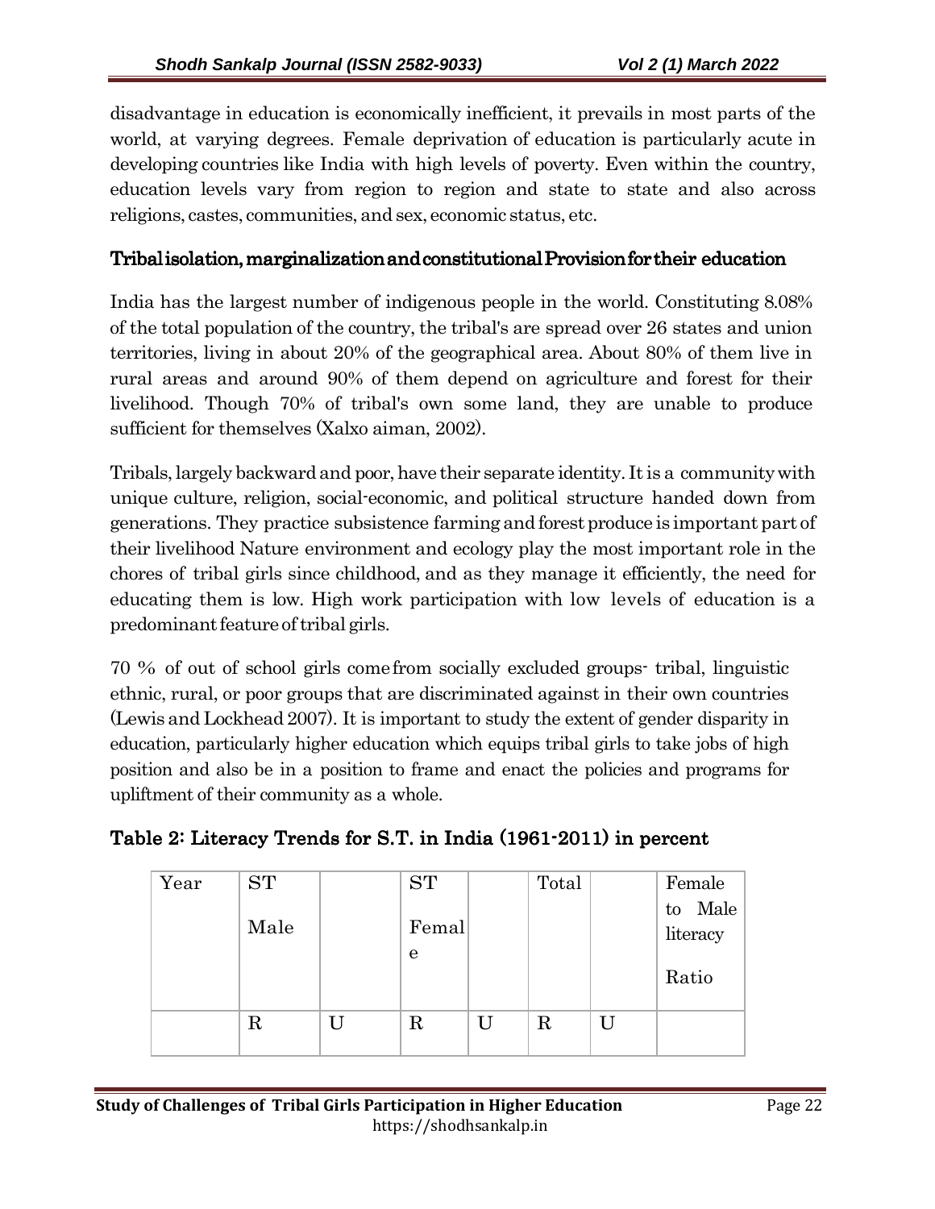disadvantage in education is economically inefficient, it prevails in most parts of the world, at varying degrees. Female deprivation of education is particularly acute in developing countries like India with high levels of poverty. Even within the country, education levels vary from region to region and state to state and also across religions, castes, communities, and sex, economic status, etc.

## Tribal isolation, marginalization and constitutional Provision for their education

India has the largest number of indigenous people in the world. Constituting 8.08% of the total population of the country, the tribal's are spread over 26 states and union territories, living in about 20% of the geographical area. About 80% of them live in rural areas and around 90% of them depend on agriculture and forest for their livelihood. Though 70% of tribal's own some land, they are unable to produce sufficient for themselves (Xalxo aiman, 2002).

Tribals, largely backward and poor, have their separate identity. It is a community with unique culture, religion, social-economic, and political structure handed down from generations. They practice subsistence farming and forest produce is important part of their livelihood Nature environment and ecology play the most important role in the chores of tribal girls since childhood, and as they manage it efficiently, the need for educating them is low. High work participation with low levels of education is a predominant feature of tribal girls.

70 % of out of school girls come from socially excluded groups- tribal, linguistic ethnic, rural, or poor groups that are discriminated against in their own countries (Lewis and Lockhead 2007). It is important to study the extent of gender disparity in education, particularly higher education which equips tribal girls to take jobs of high position and also be in a position to frame and enact the policies and programs for upliftment of their community as a whole.

### Table 2: Literacy Trends for S.T. in India (1961-2011) in percent

| Year | ST Male | | ST Female | | Total | | Female to Male literacy Ratio |
|---|---|---|---|---|---|---|---|
| | R | U | R | U | R | U | |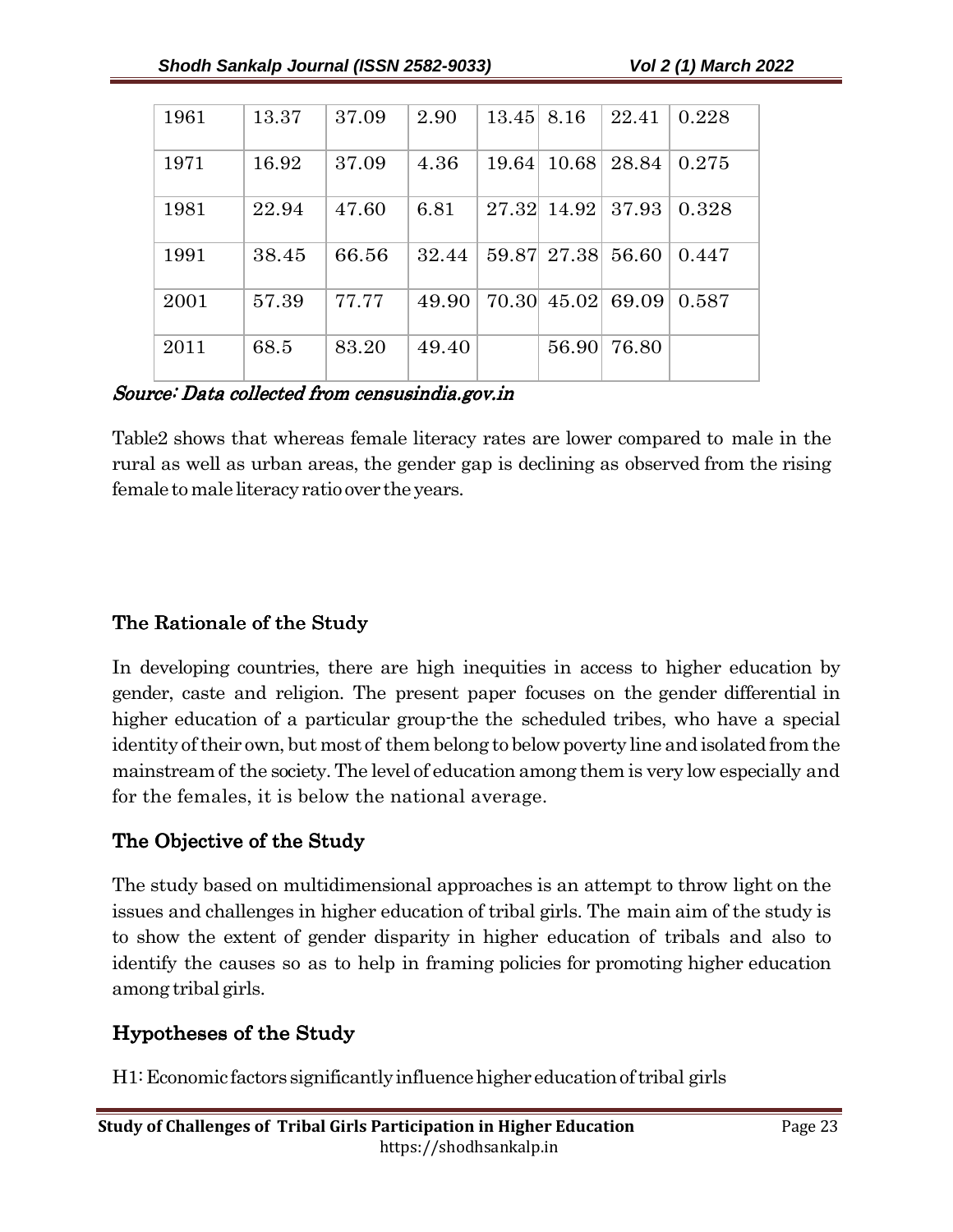| 1961 | 13.37 | 37.09 | 2.90 | 13.45 | 8.16 | 22.41 | 0.228 |
|---|---|---|---|---|---|---|---|
| 1971 | 16.92 | 37.09 | 4.36 | 19.64 | 10.68 | 28.84 | 0.275 |
| 1981 | 22.94 | 47.60 | 6.81 | 27.32 | 14.92 | 37.93 | 0.328 |
| 1991 | 38.45 | 66.56 | 32.44 | 59.87 | 27.38 | 56.60 | 0.447 |
| 2001 | 57.39 | 77.77 | 49.90 | 70.30 | 45.02 | 69.09 | 0.587 |
| 2011 | 68.5 | 83.20 | 49.40 | | 56.90 | 76.80 | |

*Source: Data collected from censusindia.gov.in*

Table2 shows that whereas female literacy rates are lower compared to male in the rural as well as urban areas, the gender gap is declining as observed from the rising female to male literacy ratio over the years.

## The Rationale of the Study

In developing countries, there are high inequities in access to higher education by gender, caste and religion. The present paper focuses on the gender differential in higher education of a particular group-the the scheduled tribes, who have a special identity of their own, but most of them belong to below poverty line and isolated from the mainstream of the society. The level of education among them is very low especially and for the females, it is below the national average.

## The Objective of the Study

The study based on multidimensional approaches is an attempt to throw light on the issues and challenges in higher education of tribal girls. The main aim of the study is to show the extent of gender disparity in higher education of tribals and also to identify the causes so as to help in framing policies for promoting higher education among tribal girls.

## Hypotheses of the Study

H1: Economic factors significantly influence higher education of tribal girls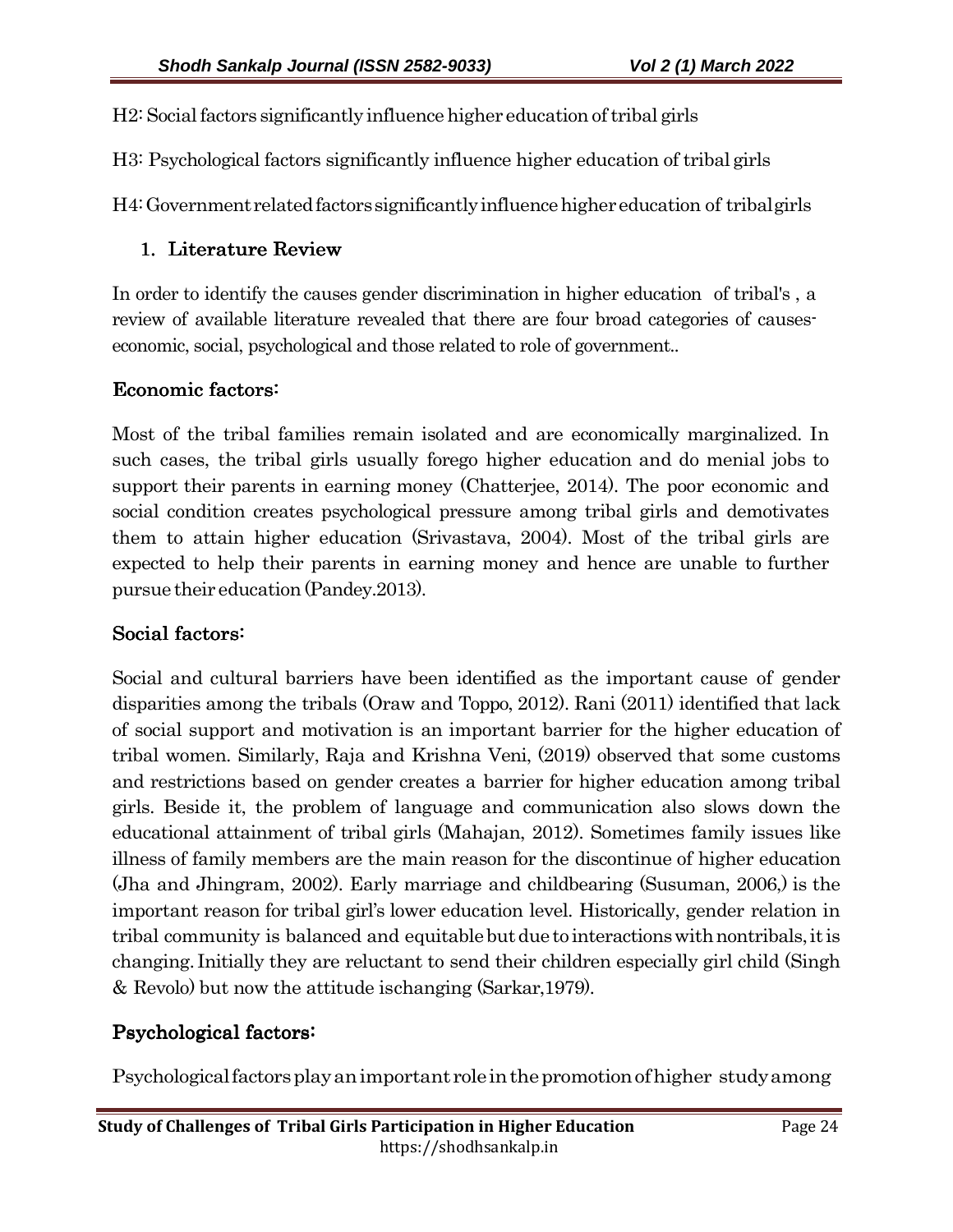H2: Social factors significantly influence higher education of tribal girls

H3: Psychological factors significantly influence higher education of tribal girls

H4: Government related factors significantly influence higher education of tribal girls

## 1. Literature Review

In order to identify the causes gender discrimination in higher education of tribal's , a review of available literature revealed that there are four broad categories of causes-economic, social, psychological and those related to role of government..

### Economic factors:

Most of the tribal families remain isolated and are economically marginalized. In such cases, the tribal girls usually forego higher education and do menial jobs to support their parents in earning money (Chatterjee, 2014). The poor economic and social condition creates psychological pressure among tribal girls and demotivates them to attain higher education (Srivastava, 2004). Most of the tribal girls are expected to help their parents in earning money and hence are unable to further pursue their education (Pandey.2013).

### Social factors:

Social and cultural barriers have been identified as the important cause of gender disparities among the tribals (Oraw and Toppo, 2012). Rani (2011) identified that lack of social support and motivation is an important barrier for the higher education of tribal women. Similarly, Raja and Krishna Veni, (2019) observed that some customs and restrictions based on gender creates a barrier for higher education among tribal girls. Beside it, the problem of language and communication also slows down the educational attainment of tribal girls (Mahajan, 2012). Sometimes family issues like illness of family members are the main reason for the discontinue of higher education (Jha and Jhingram, 2002). Early marriage and childbearing (Susuman, 2006,) is the important reason for tribal girl's lower education level. Historically, gender relation in tribal community is balanced and equitable but due to interactions with nontribals, it is changing. Initially they are reluctant to send their children especially girl child (Singh & Revolo) but now the attitude ischanging (Sarkar,1979).

### Psychological factors:

Psychological factors play an important role in the promotion of higher study among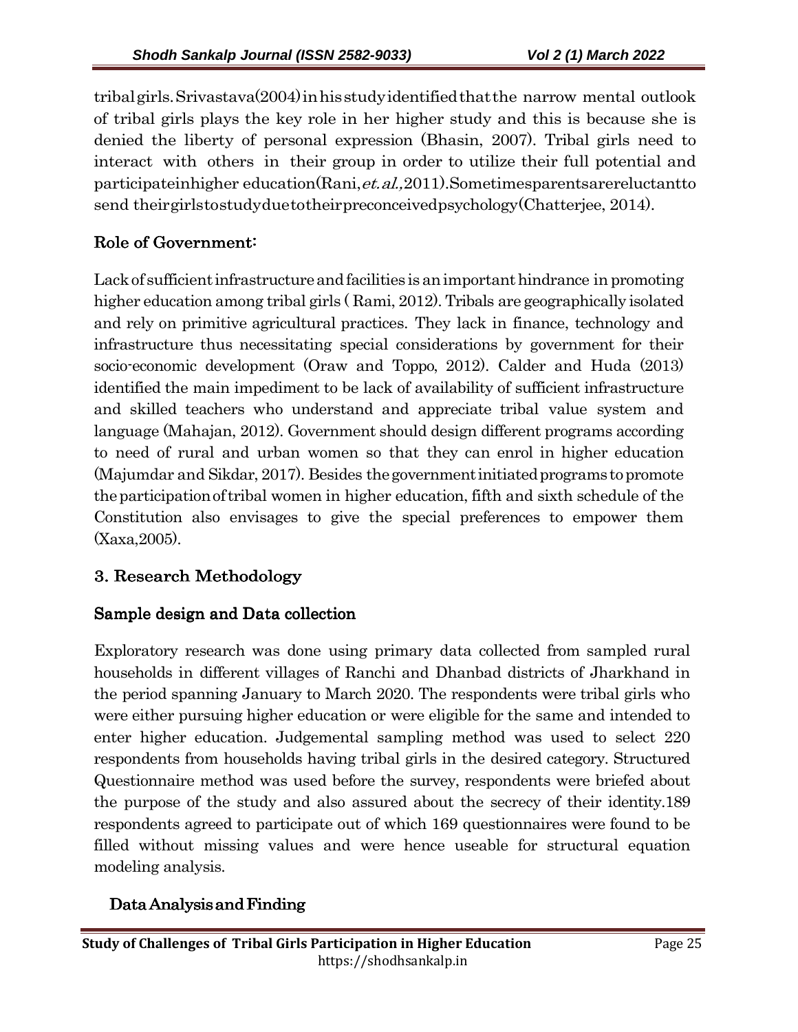tribal girls. Srivastava (2004) in his study identified that the narrow mental outlook of tribal girls plays the key role in her higher study and this is because she is denied the liberty of personal expression (Bhasin, 2007). Tribal girls need to interact with others in their group in order to utilize their full potential and participate in higher education (Rani, *et. al.,* 2011). Sometimes parents are reluctant to send their girls to study due to their preconceived psychology (Chatterjee, 2014).

## Role of Government:

Lack of sufficient infrastructure and facilities is an important hindrance in promoting higher education among tribal girls ( Rami, 2012). Tribals are geographically isolated and rely on primitive agricultural practices. They lack in finance, technology and infrastructure thus necessitating special considerations by government for their socio-economic development (Oraw and Toppo, 2012). Calder and Huda (2013) identified the main impediment to be lack of availability of sufficient infrastructure and skilled teachers who understand and appreciate tribal value system and language (Mahajan, 2012). Government should design different programs according to need of rural and urban women so that they can enrol in higher education (Majumdar and Sikdar, 2017). Besides the government initiated programs to promote the participation of tribal women in higher education, fifth and sixth schedule of the Constitution also envisages to give the special preferences to empower them (Xaxa,2005).

# 3. Research Methodology

## Sample design and Data collection

Exploratory research was done using primary data collected from sampled rural households in different villages of Ranchi and Dhanbad districts of Jharkhand in the period spanning January to March 2020. The respondents were tribal girls who were either pursuing higher education or were eligible for the same and intended to enter higher education. Judgemental sampling method was used to select 220 respondents from households having tribal girls in the desired category. Structured Questionnaire method was used before the survey, respondents were briefed about the purpose of the study and also assured about the secrecy of their identity.189 respondents agreed to participate out of which 169 questionnaires were found to be filled without missing values and were hence useable for structural equation modeling analysis.

## Data Analysis and Finding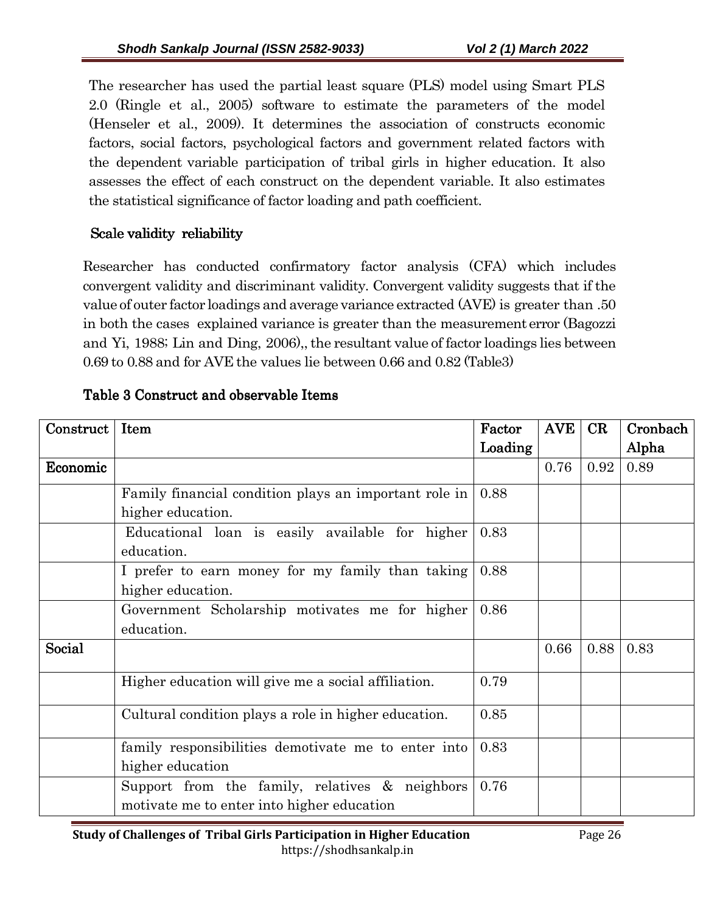The researcher has used the partial least square (PLS) model using Smart PLS 2.0 (Ringle et al., 2005) software to estimate the parameters of the model (Henseler et al., 2009). It determines the association of constructs economic factors, social factors, psychological factors and government related factors with the dependent variable participation of tribal girls in higher education. It also assesses the effect of each construct on the dependent variable. It also estimates the statistical significance of factor loading and path coefficient.

**Scale validity reliability**

Researcher has conducted confirmatory factor analysis (CFA) which includes convergent validity and discriminant validity. Convergent validity suggests that if the value of outer factor loadings and average variance extracted (AVE) is greater than .50 in both the cases explained variance is greater than the measurement error (Bagozzi and Yi, 1988; Lin and Ding, 2006),, the resultant value of factor loadings lies between 0.69 to 0.88 and for AVE the values lie between 0.66 and 0.82 (Table3)

**Table 3 Construct and observable Items**

| Construct | Item | Factor Loading | AVE | CR | Cronbach Alpha |
|---|---|---|---|---|---|
| **Economic** | | | 0.76 | 0.92 | 0.89 |
| | Family financial condition plays an important role in higher education. | 0.88 | | | |
| | Educational loan is easily available for higher education. | 0.83 | | | |
| | I prefer to earn money for my family than taking higher education. | 0.88 | | | |
| | Government Scholarship motivates me for higher education. | 0.86 | | | |
| **Social** | | | 0.66 | 0.88 | 0.83 |
| | Higher education will give me a social affiliation. | 0.79 | | | |
| | Cultural condition plays a role in higher education. | 0.85 | | | |
| | family responsibilities demotivate me to enter into higher education | 0.83 | | | |
| | Support from the family, relatives & neighbors motivate me to enter into higher education | 0.76 | | | |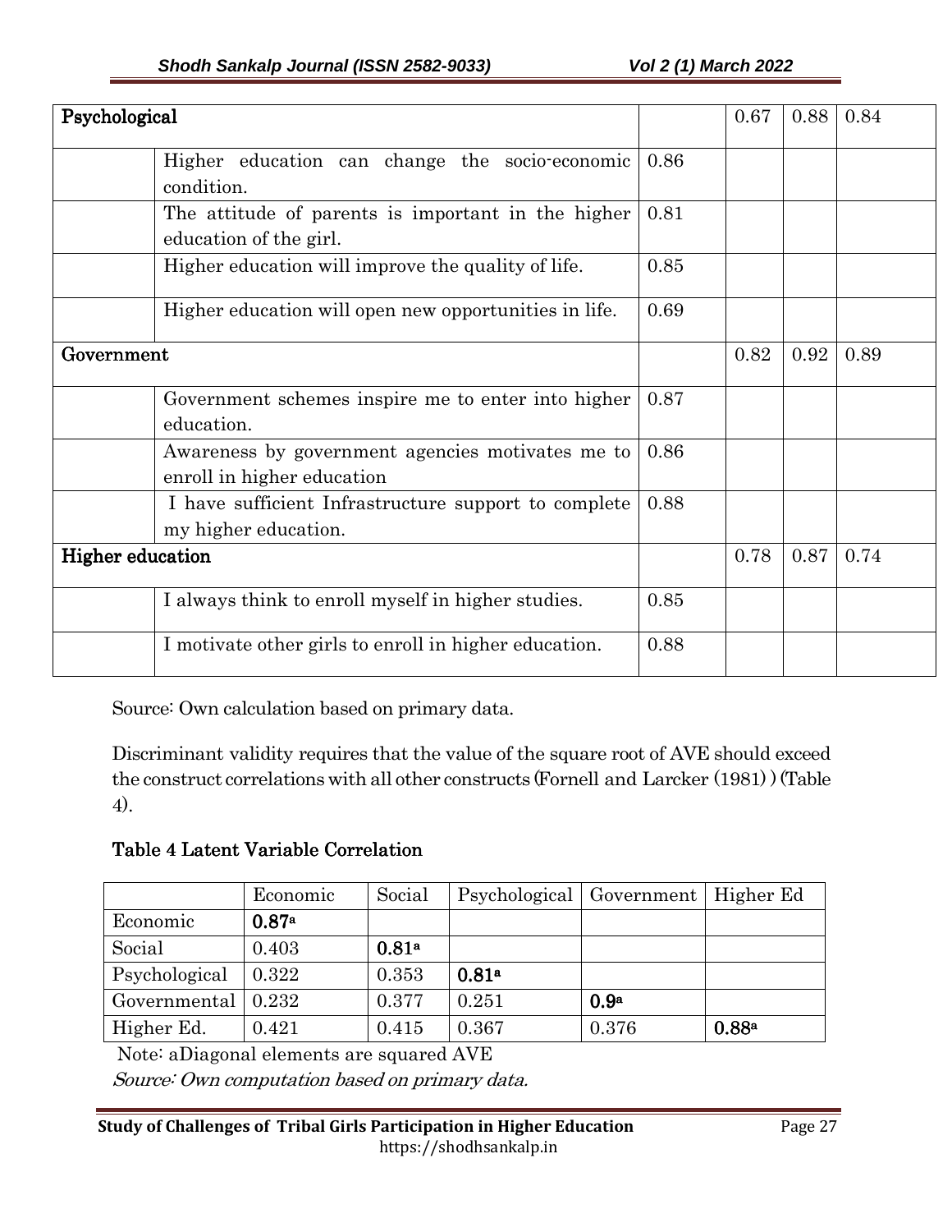| Psychological | | | 0.67 | 0.88 | 0.84 |
|---|---|---|---|---|---|
| | Higher education can change the socio-economic condition. | 0.86 | | | |
| | The attitude of parents is important in the higher education of the girl. | 0.81 | | | |
| | Higher education will improve the quality of life. | 0.85 | | | |
| | Higher education will open new opportunities in life. | 0.69 | | | |
| **Government** | | | 0.82 | 0.92 | 0.89 |
| | Government schemes inspire me to enter into higher education. | 0.87 | | | |
| | Awareness by government agencies motivates me to enroll in higher education | 0.86 | | | |
| | I have sufficient Infrastructure support to complete my higher education. | 0.88 | | | |
| **Higher education** | | | 0.78 | 0.87 | 0.74 |
| | I always think to enroll myself in higher studies. | 0.85 | | | |
| | I motivate other girls to enroll in higher education. | 0.88 | | | |

Source: Own calculation based on primary data.

Discriminant validity requires that the value of the square root of AVE should exceed the construct correlations with all other constructs (Fornell and Larcker (1981) ) (Table 4).

### Table 4 Latent Variable Correlation

| | Economic | Social | Psychological | Government | Higher Ed |
|---|---|---|---|---|---|
| Economic | **0.87**[a] | | | | |
| Social | 0.403 | **0.81**[a] | | | |
| Psychological | 0.322 | 0.353 | **0.81**[a] | | |
| Governmental | 0.232 | 0.377 | 0.251 | **0.9**[a] | |
| Higher Ed. | 0.421 | 0.415 | 0.367 | 0.376 | **0.88**[a] |

Note: aDiagonal elements are squared AVE

*Source: Own computation based on primary data.*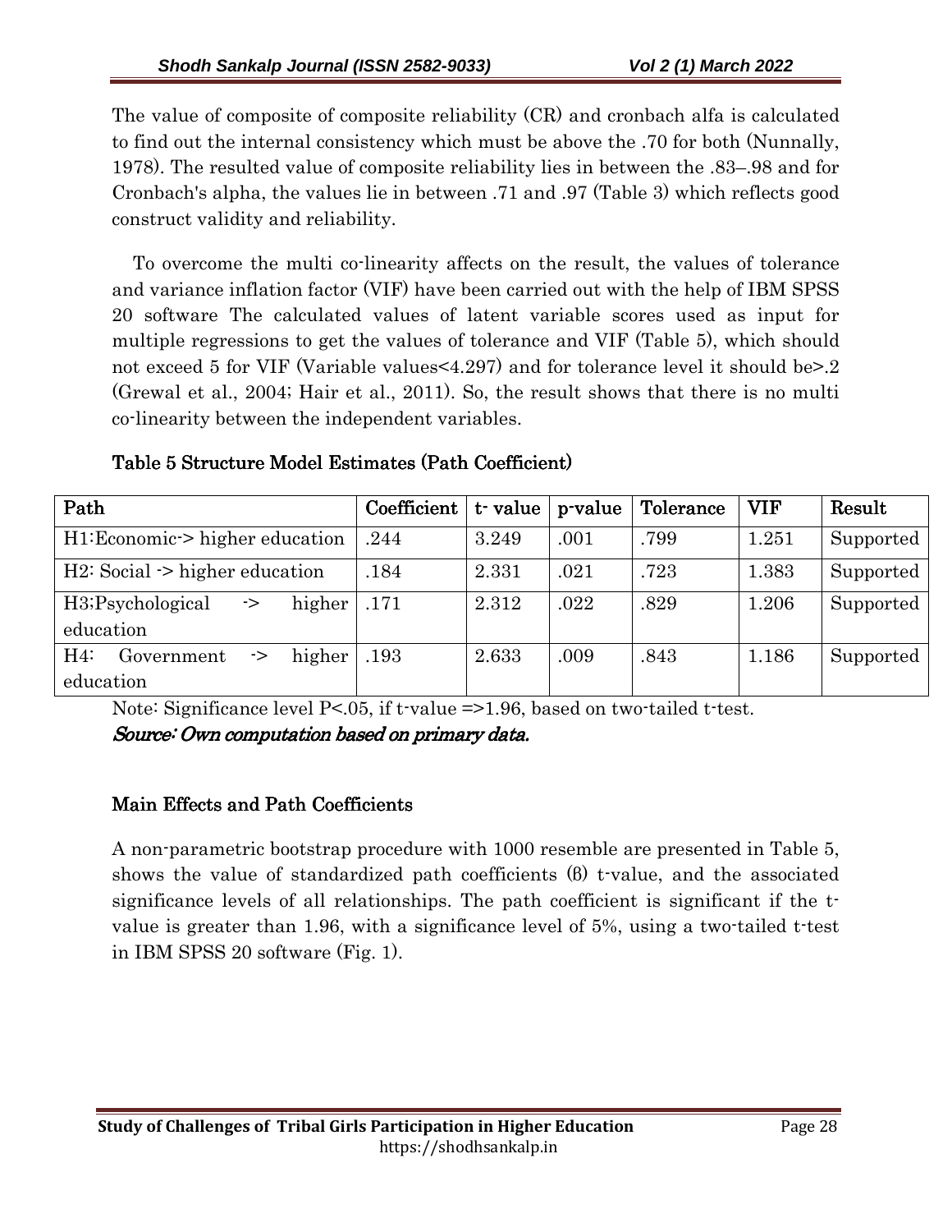The value of composite of composite reliability (CR) and cronbach alfa is calculated to find out the internal consistency which must be above the .70 for both (Nunnally, 1978). The resulted value of composite reliability lies in between the .83–.98 and for Cronbach's alpha, the values lie in between .71 and .97 (Table 3) which reflects good construct validity and reliability.

To overcome the multi co-linearity affects on the result, the values of tolerance and variance inflation factor (VIF) have been carried out with the help of IBM SPSS 20 software The calculated values of latent variable scores used as input for multiple regressions to get the values of tolerance and VIF (Table 5), which should not exceed 5 for VIF (Variable values<4.297) and for tolerance level it should be>.2 (Grewal et al., 2004; Hair et al., 2011). So, the result shows that there is no multi co-linearity between the independent variables.

**Table 5 Structure Model Estimates (Path Coefficient)**

| Path | Coefficient | t- value | p-value | Tolerance | VIF | Result |
|---|---|---|---|---|---|---|
| H1:Economic-> higher education | .244 | 3.249 | .001 | .799 | 1.251 | Supported |
| H2: Social -> higher education | .184 | 2.331 | .021 | .723 | 1.383 | Supported |
| H3;Psychological -> higher education | .171 | 2.312 | .022 | .829 | 1.206 | Supported |
| H4: Government -> higher education | .193 | 2.633 | .009 | .843 | 1.186 | Supported |

Note: Significance level P<.05, if t-value =>1.96, based on two-tailed t-test.

*Source: Own computation based on primary data.*

### Main Effects and Path Coefficients

A non-parametric bootstrap procedure with 1000 resemble are presented in Table 5, shows the value of standardized path coefficients (β) t-value, and the associated significance levels of all relationships. The path coefficient is significant if the t-value is greater than 1.96, with a significance level of 5%, using a two-tailed t-test in IBM SPSS 20 software (Fig. 1).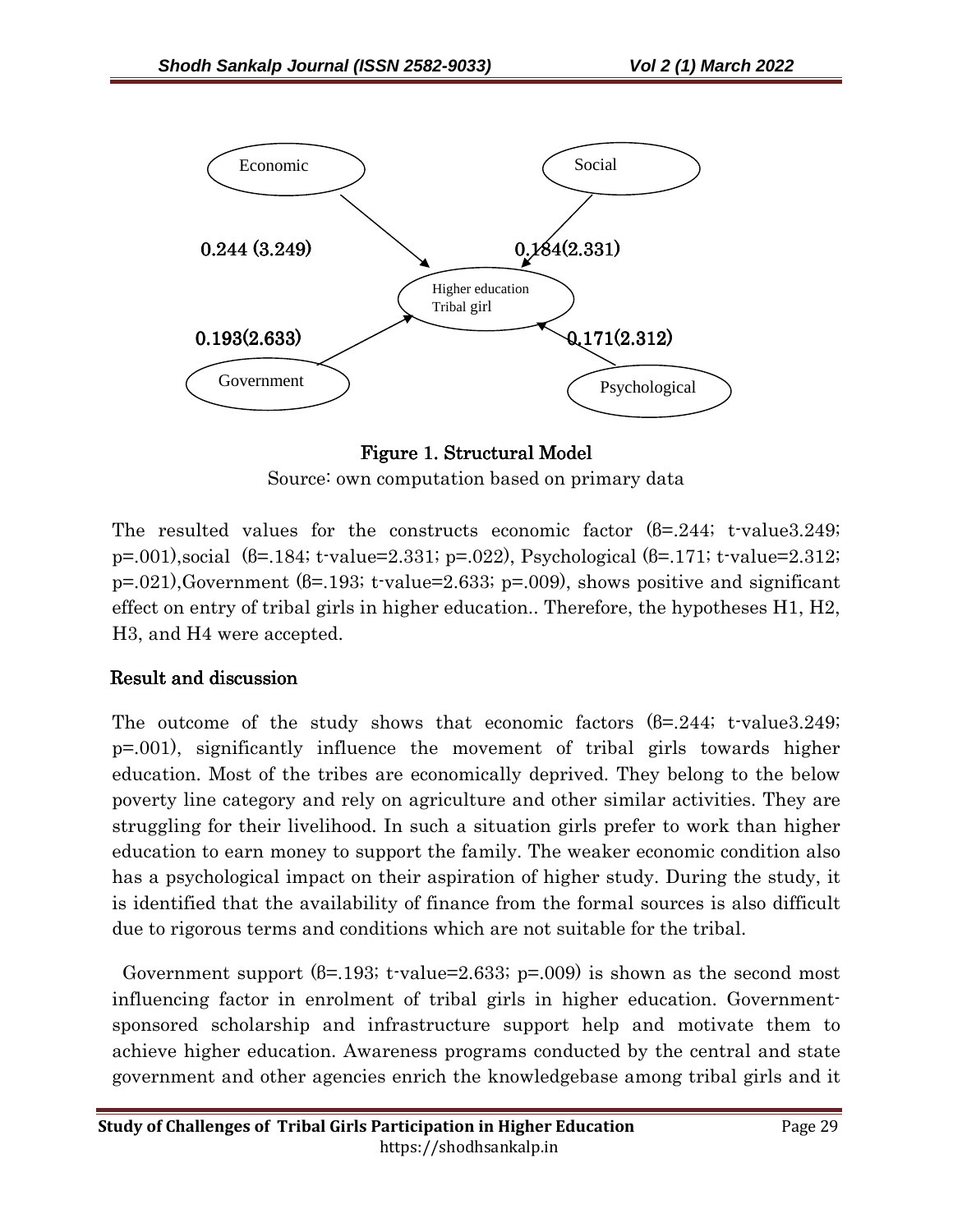Economic

Social

0.244 (3.249)

0.184(2.331)

Higher education Tribal girl

0.193(2.633)

0.171(2.312)

Government

Psychological

Figure 1. Structural Model

Source: own computation based on primary data

The resulted values for the constructs economic factor (β=.244; t-value3.249; p=.001),social (β=.184; t-value=2.331; p=.022), Psychological (β=.171; t-value=2.312; p=.021),Government (β=.193; t-value=2.633; p=.009), shows positive and significant effect on entry of tribal girls in higher education.. Therefore, the hypotheses H1, H2, H3, and H4 were accepted.

## Result and discussion

The outcome of the study shows that economic factors (β=.244; t-value3.249; p=.001), significantly influence the movement of tribal girls towards higher education. Most of the tribes are economically deprived. They belong to the below poverty line category and rely on agriculture and other similar activities. They are struggling for their livelihood. In such a situation girls prefer to work than higher education to earn money to support the family. The weaker economic condition also has a psychological impact on their aspiration of higher study. During the study, it is identified that the availability of finance from the formal sources is also difficult due to rigorous terms and conditions which are not suitable for the tribal.

Government support (β=.193; t-value=2.633; p=.009) is shown as the second most influencing factor in enrolment of tribal girls in higher education. Government-sponsored scholarship and infrastructure support help and motivate them to achieve higher education. Awareness programs conducted by the central and state government and other agencies enrich the knowledgebase among tribal girls and it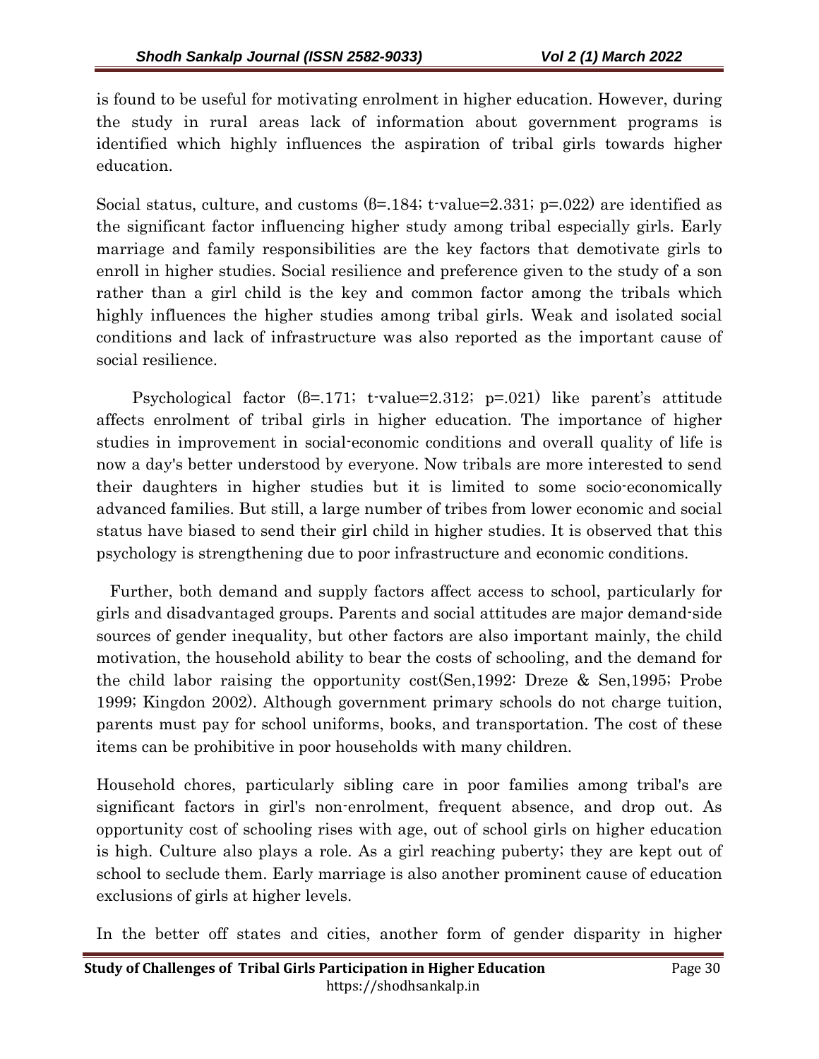is found to be useful for motivating enrolment in higher education. However, during the study in rural areas lack of information about government programs is identified which highly influences the aspiration of tribal girls towards higher education.

Social status, culture, and customs ($\beta$=.184; t-value=2.331; p=.022) are identified as the significant factor influencing higher study among tribal especially girls. Early marriage and family responsibilities are the key factors that demotivate girls to enroll in higher studies. Social resilience and preference given to the study of a son rather than a girl child is the key and common factor among the tribals which highly influences the higher studies among tribal girls. Weak and isolated social conditions and lack of infrastructure was also reported as the important cause of social resilience.

Psychological factor ($\beta$=.171; t-value=2.312; p=.021) like parent's attitude affects enrolment of tribal girls in higher education. The importance of higher studies in improvement in social-economic conditions and overall quality of life is now a day's better understood by everyone. Now tribals are more interested to send their daughters in higher studies but it is limited to some socio-economically advanced families. But still, a large number of tribes from lower economic and social status have biased to send their girl child in higher studies. It is observed that this psychology is strengthening due to poor infrastructure and economic conditions.

Further, both demand and supply factors affect access to school, particularly for girls and disadvantaged groups. Parents and social attitudes are major demand-side sources of gender inequality, but other factors are also important mainly, the child motivation, the household ability to bear the costs of schooling, and the demand for the child labor raising the opportunity cost(Sen,1992: Dreze & Sen,1995; Probe 1999; Kingdon 2002). Although government primary schools do not charge tuition, parents must pay for school uniforms, books, and transportation. The cost of these items can be prohibitive in poor households with many children.

Household chores, particularly sibling care in poor families among tribal's are significant factors in girl's non-enrolment, frequent absence, and drop out. As opportunity cost of schooling rises with age, out of school girls on higher education is high. Culture also plays a role. As a girl reaching puberty; they are kept out of school to seclude them. Early marriage is also another prominent cause of education exclusions of girls at higher levels.

In the better off states and cities, another form of gender disparity in higher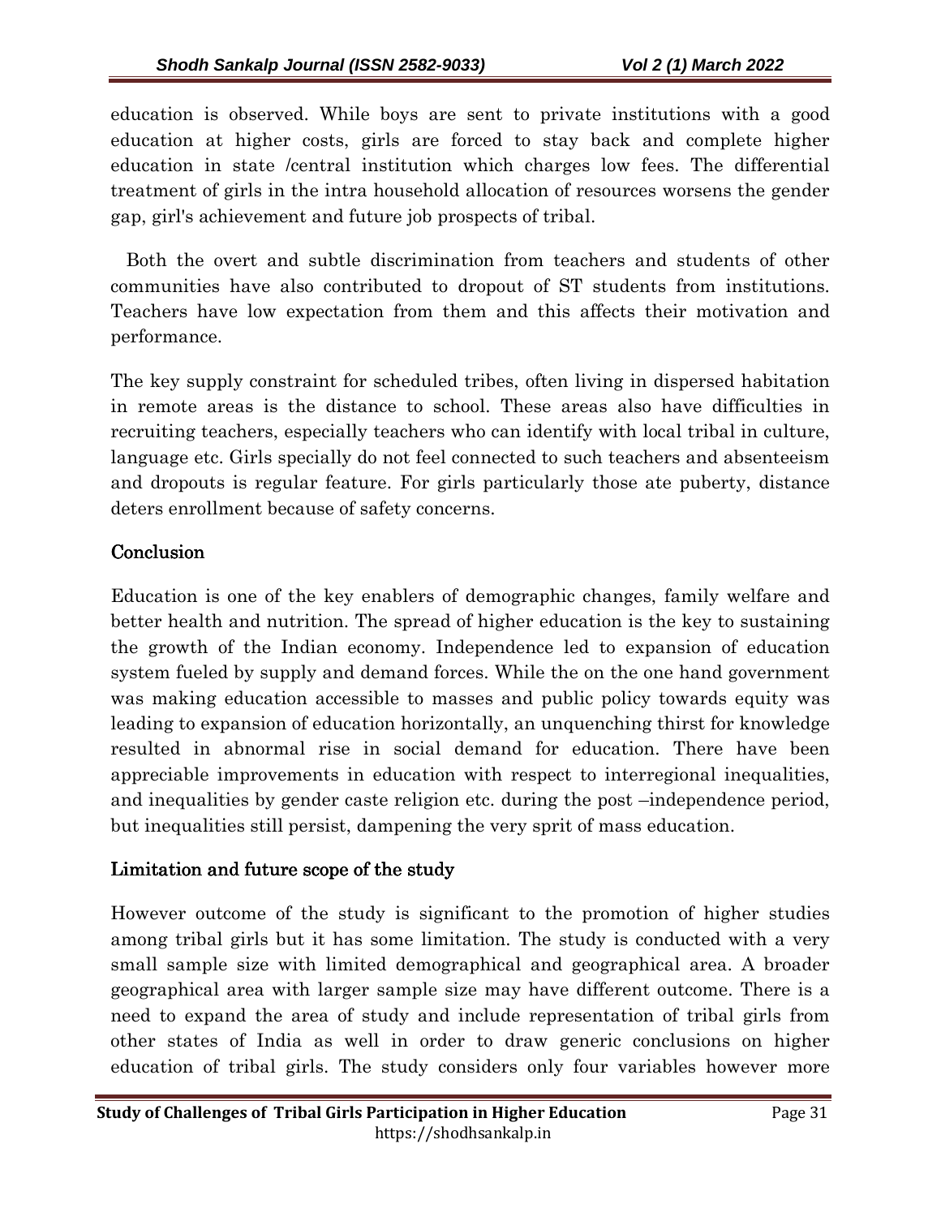education is observed. While boys are sent to private institutions with a good education at higher costs, girls are forced to stay back and complete higher education in state /central institution which charges low fees. The differential treatment of girls in the intra household allocation of resources worsens the gender gap, girl's achievement and future job prospects of tribal.

Both the overt and subtle discrimination from teachers and students of other communities have also contributed to dropout of ST students from institutions. Teachers have low expectation from them and this affects their motivation and performance.

The key supply constraint for scheduled tribes, often living in dispersed habitation in remote areas is the distance to school. These areas also have difficulties in recruiting teachers, especially teachers who can identify with local tribal in culture, language etc. Girls specially do not feel connected to such teachers and absenteeism and dropouts is regular feature. For girls particularly those ate puberty, distance deters enrollment because of safety concerns.

## Conclusion

Education is one of the key enablers of demographic changes, family welfare and better health and nutrition. The spread of higher education is the key to sustaining the growth of the Indian economy. Independence led to expansion of education system fueled by supply and demand forces. While the on the one hand government was making education accessible to masses and public policy towards equity was leading to expansion of education horizontally, an unquenching thirst for knowledge resulted in abnormal rise in social demand for education. There have been appreciable improvements in education with respect to interregional inequalities, and inequalities by gender caste religion etc. during the post –independence period, but inequalities still persist, dampening the very sprit of mass education.

## Limitation and future scope of the study

However outcome of the study is significant to the promotion of higher studies among tribal girls but it has some limitation. The study is conducted with a very small sample size with limited demographical and geographical area. A broader geographical area with larger sample size may have different outcome. There is a need to expand the area of study and include representation of tribal girls from other states of India as well in order to draw generic conclusions on higher education of tribal girls. The study considers only four variables however more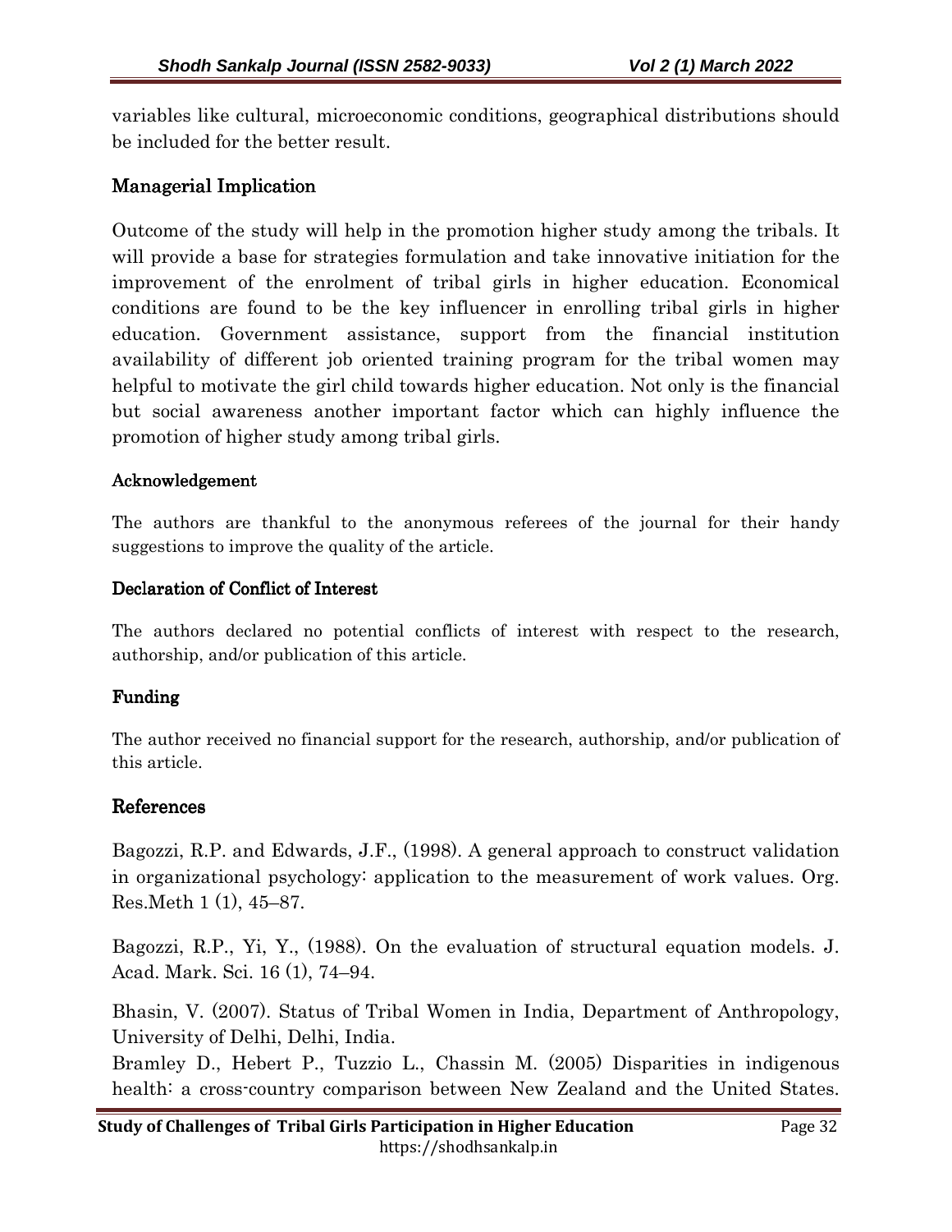variables like cultural, microeconomic conditions, geographical distributions should be included for the better result.

## Managerial Implication

Outcome of the study will help in the promotion higher study among the tribals. It will provide a base for strategies formulation and take innovative initiation for the improvement of the enrolment of tribal girls in higher education. Economical conditions are found to be the key influencer in enrolling tribal girls in higher education. Government assistance, support from the financial institution availability of different job oriented training program for the tribal women may helpful to motivate the girl child towards higher education. Not only is the financial but social awareness another important factor which can highly influence the promotion of higher study among tribal girls.

### Acknowledgement

The authors are thankful to the anonymous referees of the journal for their handy suggestions to improve the quality of the article.

### Declaration of Conflict of Interest

The authors declared no potential conflicts of interest with respect to the research, authorship, and/or publication of this article.

## Funding

The author received no financial support for the research, authorship, and/or publication of this article.

## References

Bagozzi, R.P. and Edwards, J.F., (1998). A general approach to construct validation in organizational psychology: application to the measurement of work values. Org. Res.Meth 1 (1), 45–87.

Bagozzi, R.P., Yi, Y., (1988). On the evaluation of structural equation models. J. Acad. Mark. Sci. 16 (1), 74–94.

Bhasin, V. (2007). Status of Tribal Women in India, Department of Anthropology, University of Delhi, Delhi, India.

Bramley D., Hebert P., Tuzzio L., Chassin M. (2005) Disparities in indigenous health: a cross-country comparison between New Zealand and the United States.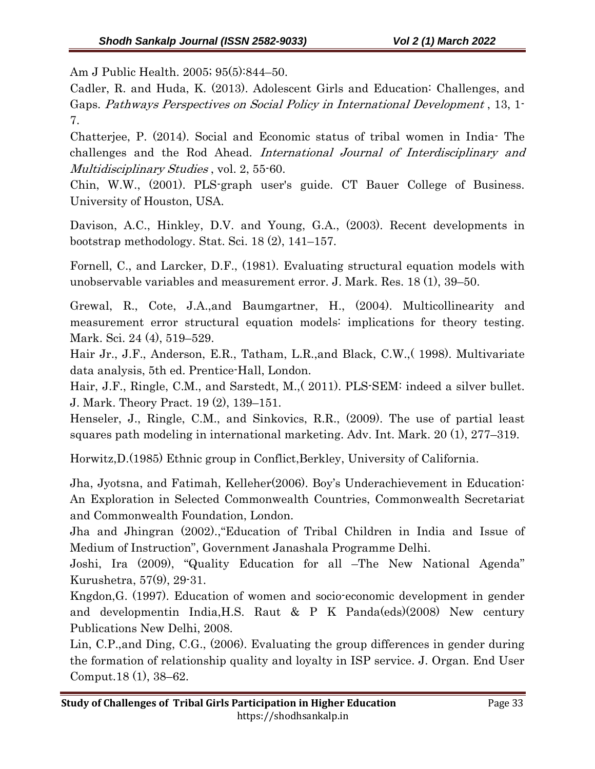Am J Public Health. 2005; 95(5):844–50.

Cadler, R. and Huda, K. (2013). Adolescent Girls and Education: Challenges, and Gaps. *Pathways Perspectives on Social Policy in International Development* , 13, 1-7.

Chatterjee, P. (2014). Social and Economic status of tribal women in India- The challenges and the Rod Ahead. *International Journal of Interdisciplinary and Multidisciplinary Studies* , vol. 2, 55-60.

Chin, W.W., (2001). PLS-graph user's guide. CT Bauer College of Business. University of Houston, USA.

Davison, A.C., Hinkley, D.V. and Young, G.A., (2003). Recent developments in bootstrap methodology. Stat. Sci. 18 (2), 141–157.

Fornell, C., and Larcker, D.F., (1981). Evaluating structural equation models with unobservable variables and measurement error. J. Mark. Res. 18 (1), 39–50.

Grewal, R., Cote, J.A.,and Baumgartner, H., (2004). Multicollinearity and measurement error structural equation models: implications for theory testing. Mark. Sci. 24 (4), 519–529.

Hair Jr., J.F., Anderson, E.R., Tatham, L.R.,and Black, C.W.,( 1998). Multivariate data analysis, 5th ed. Prentice-Hall, London.

Hair, J.F., Ringle, C.M., and Sarstedt, M.,( 2011). PLS-SEM: indeed a silver bullet. J. Mark. Theory Pract. 19 (2), 139–151.

Henseler, J., Ringle, C.M., and Sinkovics, R.R., (2009). The use of partial least squares path modeling in international marketing. Adv. Int. Mark. 20 (1), 277–319.

Horwitz,D.(1985) Ethnic group in Conflict,Berkley, University of California.

Jha, Jyotsna, and Fatimah, Kelleher(2006). Boy's Underachievement in Education: An Exploration in Selected Commonwealth Countries, Commonwealth Secretariat and Commonwealth Foundation, London.

Jha and Jhingran (2002).,"Education of Tribal Children in India and Issue of Medium of Instruction", Government Janashala Programme Delhi.

Joshi, Ira (2009), "Quality Education for all –The New National Agenda" Kurushetra, 57(9), 29-31.

Kngdon,G. (1997). Education of women and socio-economic development in gender and developmentin India,H.S. Raut & P K Panda(eds)(2008) New century Publications New Delhi, 2008.

Lin, C.P.,and Ding, C.G., (2006). Evaluating the group differences in gender during the formation of relationship quality and loyalty in ISP service. J. Organ. End User Comput.18 (1), 38–62.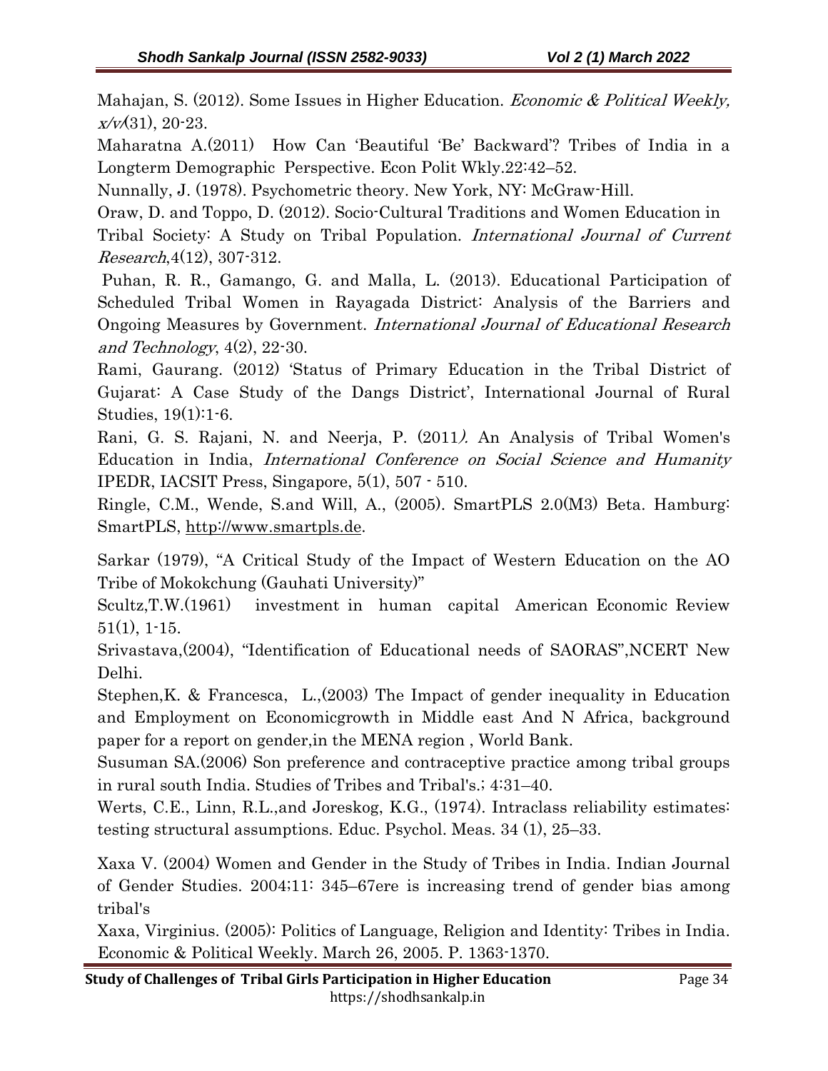Mahajan, S. (2012). Some Issues in Higher Education. *Economic & Political Weekly, x/v/*(31), 20-23.

Maharatna A.(2011) How Can 'Beautiful 'Be' Backward'? Tribes of India in a Longterm Demographic Perspective. Econ Polit Wkly.22:42–52.

Nunnally, J. (1978). Psychometric theory. New York, NY: McGraw-Hill.

Oraw, D. and Toppo, D. (2012). Socio-Cultural Traditions and Women Education in Tribal Society: A Study on Tribal Population. *International Journal of Current Research*,4(12), 307-312.

Puhan, R. R., Gamango, G. and Malla, L. (2013). Educational Participation of Scheduled Tribal Women in Rayagada District: Analysis of the Barriers and Ongoing Measures by Government. *International Journal of Educational Research and Technology*, 4(2), 22-30.

Rami, Gaurang. (2012) 'Status of Primary Education in the Tribal District of Gujarat: A Case Study of the Dangs District', International Journal of Rural Studies, 19(1):1-6.

Rani, G. S. Rajani, N. and Neerja, P. (2011*).* An Analysis of Tribal Women's Education in India, *International Conference on Social Science and Humanity* IPEDR, IACSIT Press, Singapore, 5(1), 507 - 510.

Ringle, C.M., Wende, S.and Will, A., (2005). SmartPLS 2.0(M3) Beta. Hamburg: SmartPLS, http://www.smartpls.de.

Sarkar (1979), "A Critical Study of the Impact of Western Education on the AO Tribe of Mokokchung (Gauhati University)"

Scultz,T.W.(1961) investment in human capital American Economic Review 51(1), 1-15.

Srivastava,(2004), "Identification of Educational needs of SAORAS",NCERT New Delhi.

Stephen,K. & Francesca, L.,(2003) The Impact of gender inequality in Education and Employment on Economicgrowth in Middle east And N Africa, background paper for a report on gender,in the MENA region , World Bank.

Susuman SA.(2006) Son preference and contraceptive practice among tribal groups in rural south India. Studies of Tribes and Tribal's.; 4:31–40.

Werts, C.E., Linn, R.L.,and Joreskog, K.G., (1974). Intraclass reliability estimates: testing structural assumptions. Educ. Psychol. Meas. 34 (1), 25–33.

Xaxa V. (2004) Women and Gender in the Study of Tribes in India. Indian Journal of Gender Studies. 2004;11: 345–67ere is increasing trend of gender bias among tribal's

Xaxa, Virginius. (2005): Politics of Language, Religion and Identity: Tribes in India. Economic & Political Weekly. March 26, 2005. P. 1363-1370.